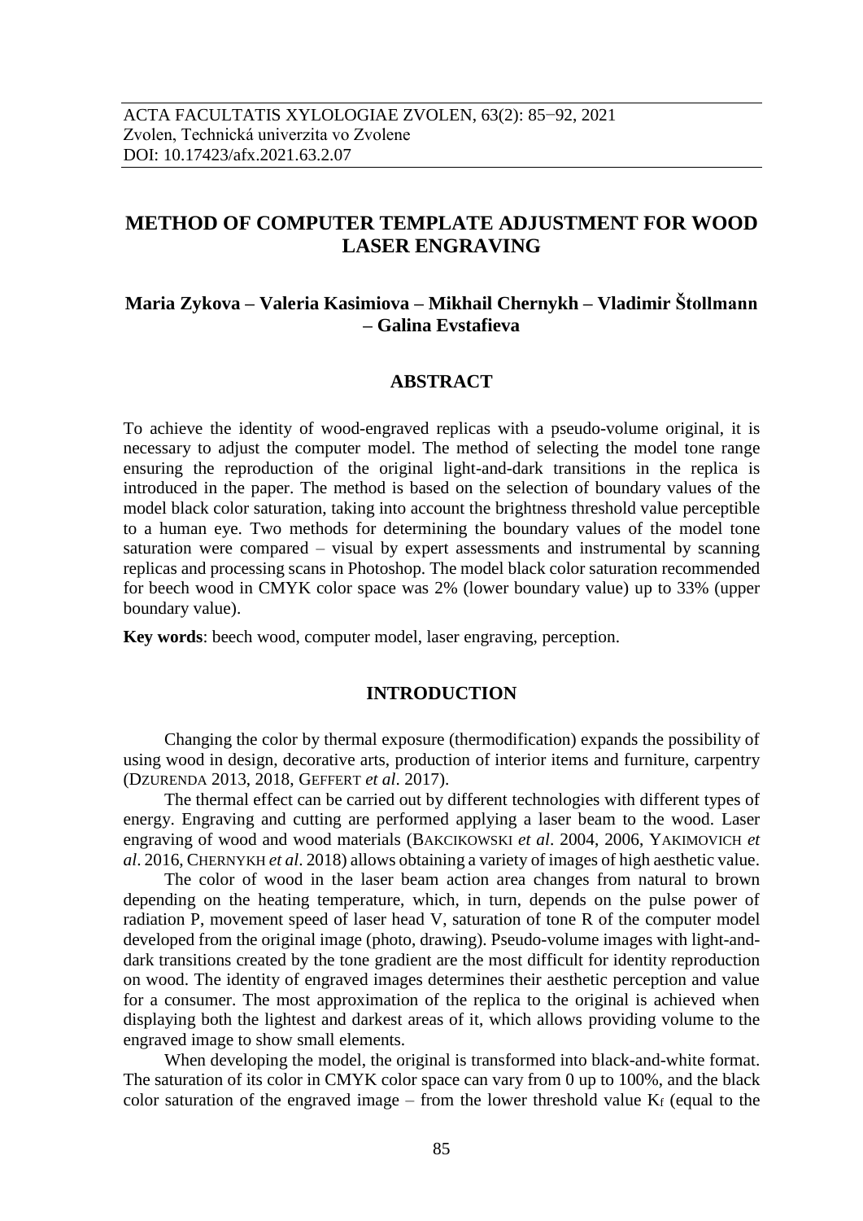ACTA FACULTATIS XYLOLOGIAE ZVOLEN, 63(2): 85−92, 2021
Zvolen, Technická univerzita vo Zvolene
DOI: 10.17423/afx.2021.63.2.07

# METHOD OF COMPUTER TEMPLATE ADJUSTMENT FOR WOOD LASER ENGRAVING

**Maria Zykova – Valeria Kasimiova – Mikhail Chernykh – Vladimir Štollmann – Galina Evstafieva**

## ABSTRACT

To achieve the identity of wood-engraved replicas with a pseudo-volume original, it is necessary to adjust the computer model. The method of selecting the model tone range ensuring the reproduction of the original light-and-dark transitions in the replica is introduced in the paper. The method is based on the selection of boundary values of the model black color saturation, taking into account the brightness threshold value perceptible to a human eye. Two methods for determining the boundary values of the model tone saturation were compared – visual by expert assessments and instrumental by scanning replicas and processing scans in Photoshop. The model black color saturation recommended for beech wood in CMYK color space was 2% (lower boundary value) up to 33% (upper boundary value).

**Key words**: beech wood, computer model, laser engraving, perception.

## INTRODUCTION

Changing the color by thermal exposure (thermodification) expands the possibility of using wood in design, decorative arts, production of interior items and furniture, carpentry (DZURENDA 2013, 2018, GEFFERT *et al*. 2017).

The thermal effect can be carried out by different technologies with different types of energy. Engraving and cutting are performed applying a laser beam to the wood. Laser engraving of wood and wood materials (BAKCIKOWSKI *et al*. 2004, 2006, YAKIMOVICH *et al*. 2016, CHERNYKH *et al*. 2018) allows obtaining a variety of images of high aesthetic value.

The color of wood in the laser beam action area changes from natural to brown depending on the heating temperature, which, in turn, depends on the pulse power of radiation P, movement speed of laser head V, saturation of tone R of the computer model developed from the original image (photo, drawing). Pseudo-volume images with light-and-dark transitions created by the tone gradient are the most difficult for identity reproduction on wood. The identity of engraved images determines their aesthetic perception and value for a consumer. The most approximation of the replica to the original is achieved when displaying both the lightest and darkest areas of it, which allows providing volume to the engraved image to show small elements.

When developing the model, the original is transformed into black-and-white format. The saturation of its color in CMYK color space can vary from 0 up to 100%, and the black color saturation of the engraved image – from the lower threshold value $K_f$ (equal to the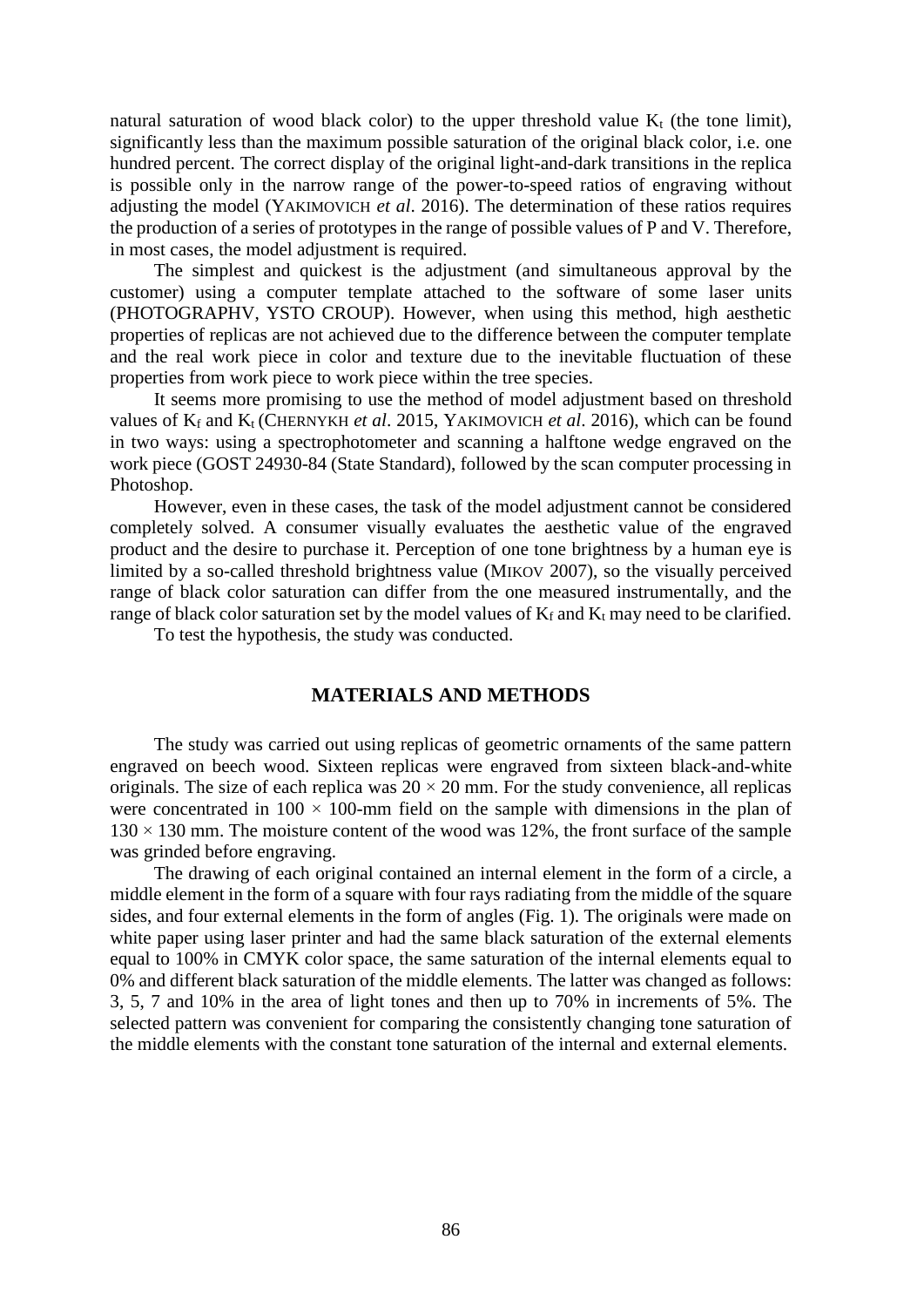natural saturation of wood black color) to the upper threshold value $K_t$ (the tone limit), significantly less than the maximum possible saturation of the original black color, i.e. one hundred percent. The correct display of the original light-and-dark transitions in the replica is possible only in the narrow range of the power-to-speed ratios of engraving without adjusting the model (YAKIMOVICH *et al*. 2016). The determination of these ratios requires the production of a series of prototypes in the range of possible values of P and V. Therefore, in most cases, the model adjustment is required.

The simplest and quickest is the adjustment (and simultaneous approval by the customer) using a computer template attached to the software of some laser units (PHOTOGRAPHV, YSTO CROUP). However, when using this method, high aesthetic properties of replicas are not achieved due to the difference between the computer template and the real work piece in color and texture due to the inevitable fluctuation of these properties from work piece to work piece within the tree species.

It seems more promising to use the method of model adjustment based on threshold values of $K_f$ and $K_t$ (CHERNYKH *et al*. 2015, YAKIMOVICH *et al*. 2016), which can be found in two ways: using a spectrophotometer and scanning a halftone wedge engraved on the work piece (GOST 24930-84 (State Standard), followed by the scan computer processing in Photoshop.

However, even in these cases, the task of the model adjustment cannot be considered completely solved. A consumer visually evaluates the aesthetic value of the engraved product and the desire to purchase it. Perception of one tone brightness by a human eye is limited by a so-called threshold brightness value (MIKOV 2007), so the visually perceived range of black color saturation can differ from the one measured instrumentally, and the range of black color saturation set by the model values of $K_f$ and $K_t$ may need to be clarified.

To test the hypothesis, the study was conducted.

## MATERIALS AND METHODS

The study was carried out using replicas of geometric ornaments of the same pattern engraved on beech wood. Sixteen replicas were engraved from sixteen black-and-white originals. The size of each replica was $20 \times 20$ mm. For the study convenience, all replicas were concentrated in $100 \times 100$-mm field on the sample with dimensions in the plan of $130 \times 130$ mm. The moisture content of the wood was 12%, the front surface of the sample was grinded before engraving.

The drawing of each original contained an internal element in the form of a circle, a middle element in the form of a square with four rays radiating from the middle of the square sides, and four external elements in the form of angles (Fig. 1). The originals were made on white paper using laser printer and had the same black saturation of the external elements equal to 100% in CMYK color space, the same saturation of the internal elements equal to 0% and different black saturation of the middle elements. The latter was changed as follows: 3, 5, 7 and 10% in the area of light tones and then up to 70% in increments of 5%. The selected pattern was convenient for comparing the consistently changing tone saturation of the middle elements with the constant tone saturation of the internal and external elements.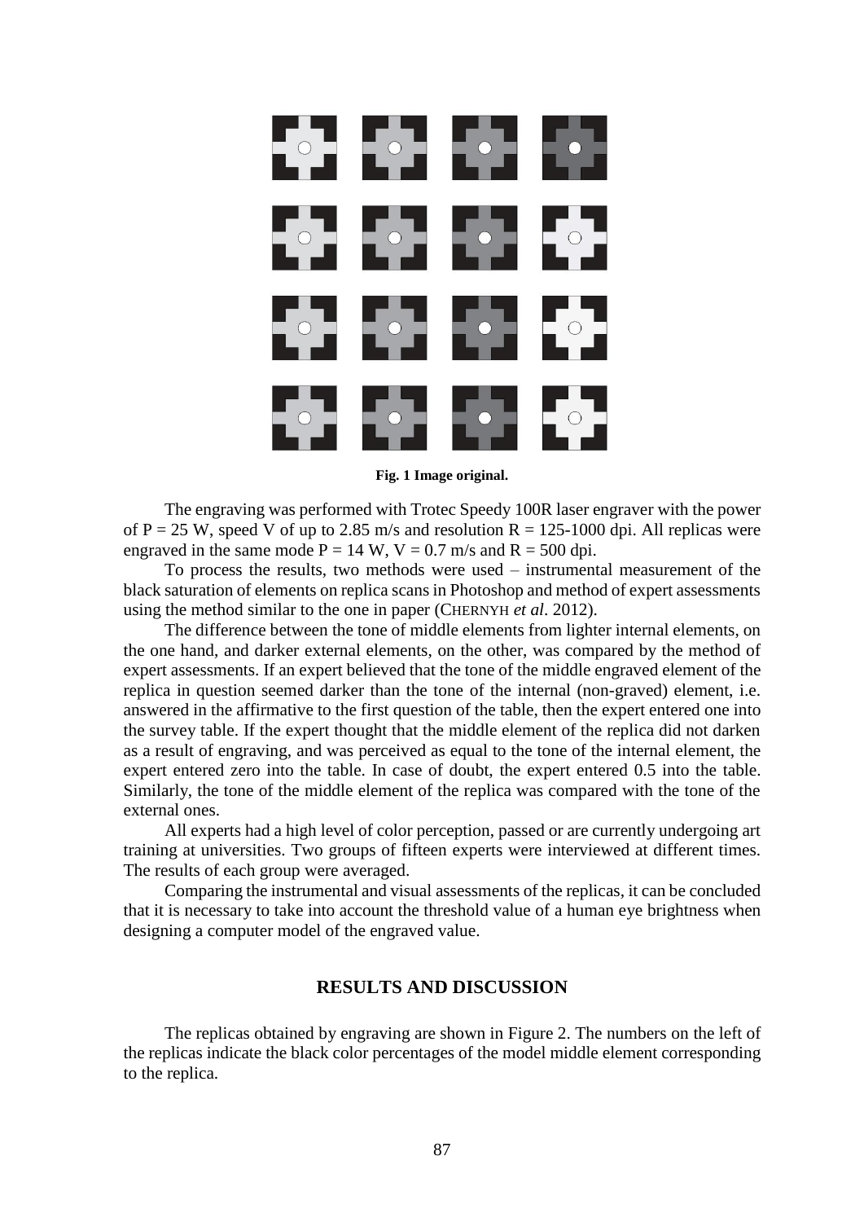**Fig. 1 Image original.**

The engraving was performed with Trotec Speedy 100R laser engraver with the power of $P = 25$ W, speed V of up to 2.85 m/s and resolution $R = 125$-1000 dpi. All replicas were engraved in the same mode $P = 14$ W, $V = 0.7$ m/s and $R = 500$ dpi.

To process the results, two methods were used – instrumental measurement of the black saturation of elements on replica scans in Photoshop and method of expert assessments using the method similar to the one in paper (CHERNYH *et al*. 2012).

The difference between the tone of middle elements from lighter internal elements, on the one hand, and darker external elements, on the other, was compared by the method of expert assessments. If an expert believed that the tone of the middle engraved element of the replica in question seemed darker than the tone of the internal (non-graved) element, i.e. answered in the affirmative to the first question of the table, then the expert entered one into the survey table. If the expert thought that the middle element of the replica did not darken as a result of engraving, and was perceived as equal to the tone of the internal element, the expert entered zero into the table. In case of doubt, the expert entered 0.5 into the table. Similarly, the tone of the middle element of the replica was compared with the tone of the external ones.

All experts had a high level of color perception, passed or are currently undergoing art training at universities. Two groups of fifteen experts were interviewed at different times. The results of each group were averaged.

Comparing the instrumental and visual assessments of the replicas, it can be concluded that it is necessary to take into account the threshold value of a human eye brightness when designing a computer model of the engraved value.

## RESULTS AND DISCUSSION

The replicas obtained by engraving are shown in Figure 2. The numbers on the left of the replicas indicate the black color percentages of the model middle element corresponding to the replica.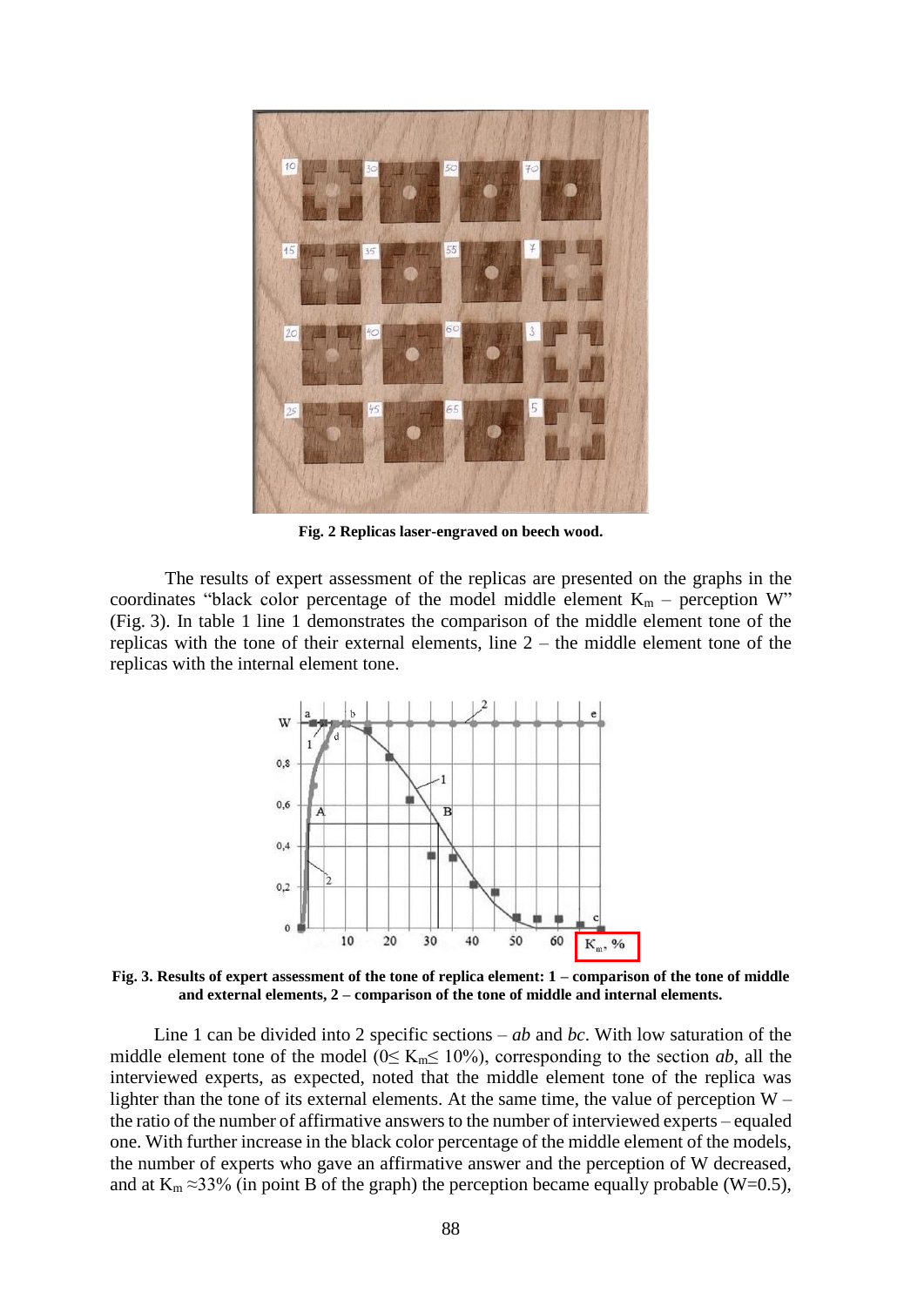**Fig. 2 Replicas laser-engraved on beech wood.**

The results of expert assessment of the replicas are presented on the graphs in the coordinates "black color percentage of the model middle element $K_m$ – perception W" (Fig. 3). In table 1 line 1 demonstrates the comparison of the middle element tone of the replicas with the tone of their external elements, line 2 – the middle element tone of the replicas with the internal element tone.

**Fig. 3. Results of expert assessment of the tone of replica element: 1 – comparison of the tone of middle and external elements, 2 – comparison of the tone of middle and internal elements.**

Line 1 can be divided into 2 specific sections – *ab* and *bc*. With low saturation of the middle element tone of the model ($0 \leq K_m \leq 10\%$), corresponding to the section *ab*, all the interviewed experts, as expected, noted that the middle element tone of the replica was lighter than the tone of its external elements. At the same time, the value of perception W – the ratio of the number of affirmative answers to the number of interviewed experts – equaled one. With further increase in the black color percentage of the middle element of the models, the number of experts who gave an affirmative answer and the perception of W decreased, and at $K_m \approx 33\%$ (in point B of the graph) the perception became equally probable (W=0.5),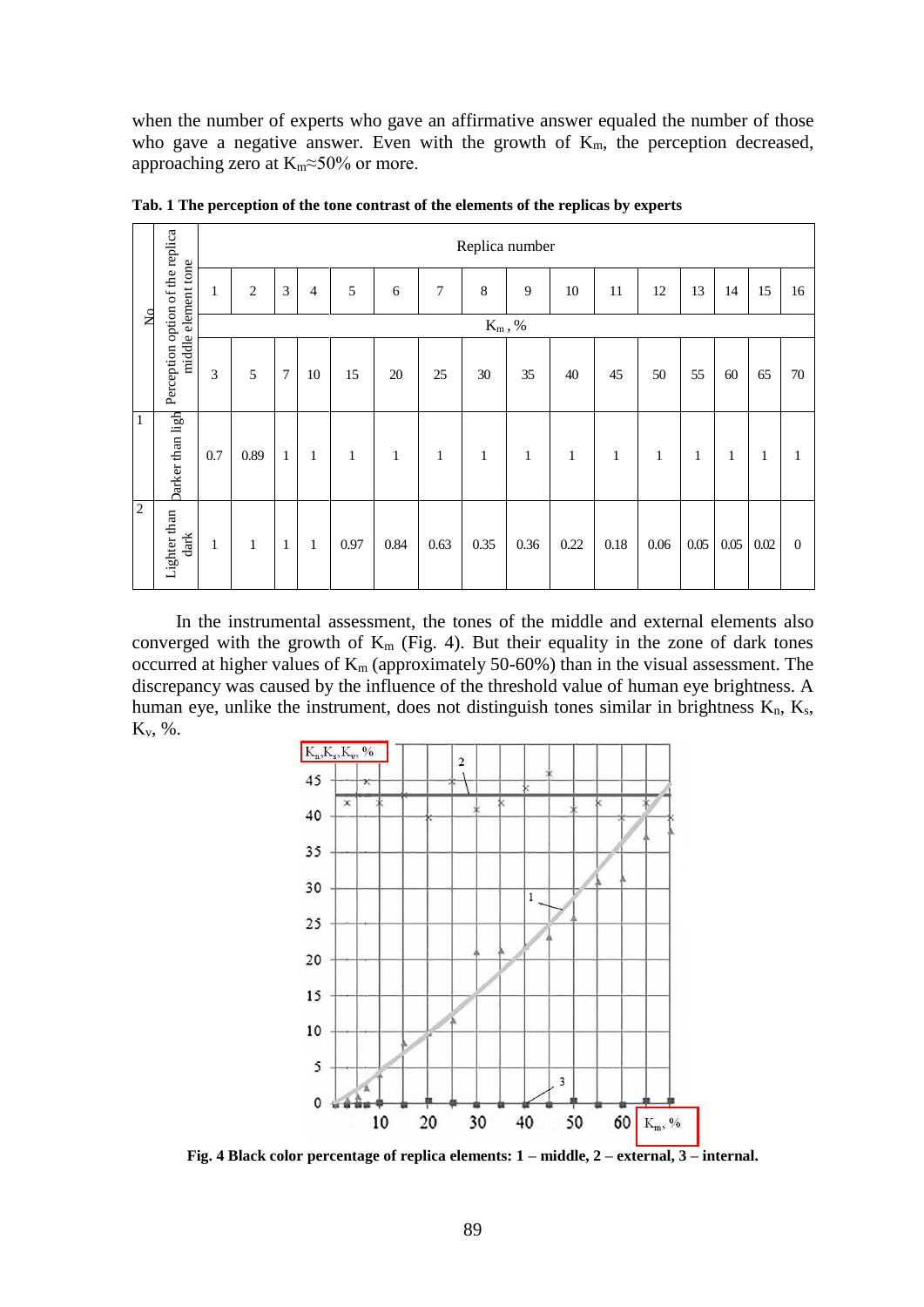when the number of experts who gave an affirmative answer equaled the number of those who gave a negative answer. Even with the growth of $K_m$, the perception decreased, approaching zero at $K_m \approx 50\%$ or more.

**Tab. 1 The perception of the tone contrast of the elements of the replicas by experts**

| No | Perception option of the replica middle element tone | Replica number | | | | | | | | | | | | | | | |
|---|---|---|---|---|---|---|---|---|---|---|---|---|---|---|---|---|---|
| | | 1 | 2 | 3 | 4 | 5 | 6 | 7 | 8 | 9 | 10 | 11 | 12 | 13 | 14 | 15 | 16 |
| | | $K_m$, % | | | | | | | | | | | | | | | |
| | | 3 | 5 | 7 | 10 | 15 | 20 | 25 | 30 | 35 | 40 | 45 | 50 | 55 | 60 | 65 | 70 |
| 1 | Darker than light | 0.7 | 0.89 | 1 | 1 | 1 | 1 | 1 | 1 | 1 | 1 | 1 | 1 | 1 | 1 | 1 | 1 |
| 2 | Lighter than dark | 1 | 1 | 1 | 1 | 0.97 | 0.84 | 0.63 | 0.35 | 0.36 | 0.22 | 0.18 | 0.06 | 0.05 | 0.05 | 0.02 | 0 |

In the instrumental assessment, the tones of the middle and external elements also converged with the growth of $K_m$ (Fig. 4). But their equality in the zone of dark tones occurred at higher values of $K_m$ (approximately 50-60%) than in the visual assessment. The discrepancy was caused by the influence of the threshold value of human eye brightness. A human eye, unlike the instrument, does not distinguish tones similar in brightness $K_n$, $K_s$, $K_v$, %.

**Fig. 4 Black color percentage of replica elements: 1 – middle, 2 – external, 3 – internal.**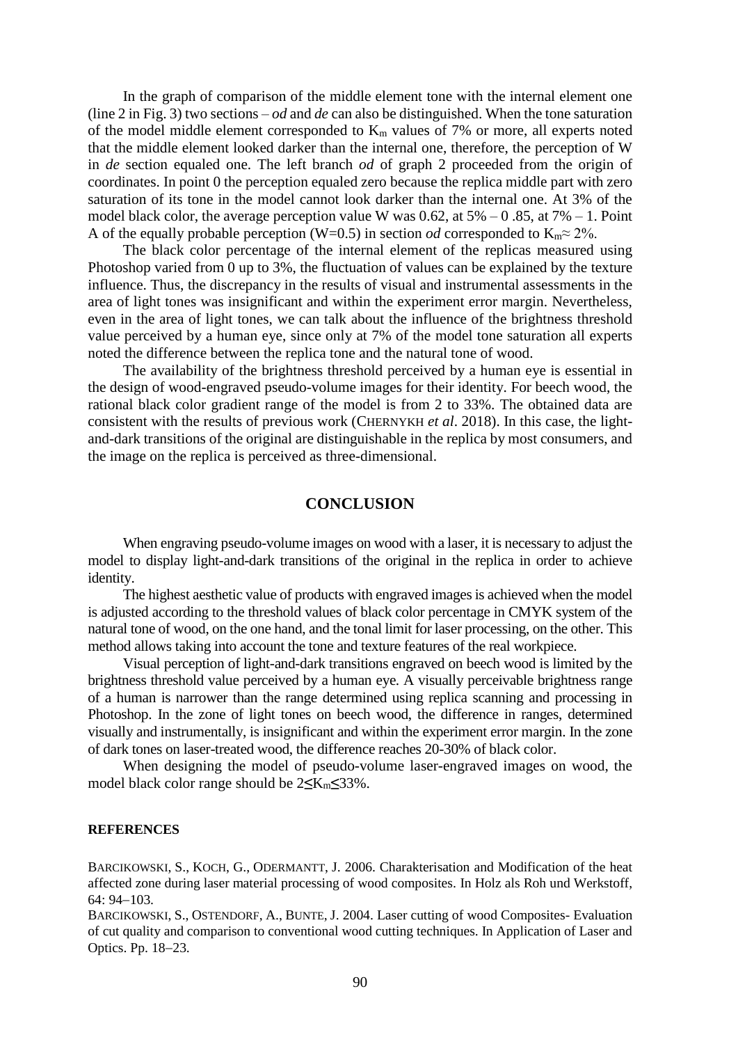In the graph of comparison of the middle element tone with the internal element one (line 2 in Fig. 3) two sections – *od* and *de* can also be distinguished. When the tone saturation of the model middle element corresponded to $K_m$ values of 7% or more, all experts noted that the middle element looked darker than the internal one, therefore, the perception of W in *de* section equaled one. The left branch *od* of graph 2 proceeded from the origin of coordinates. In point 0 the perception equaled zero because the replica middle part with zero saturation of its tone in the model cannot look darker than the internal one. At 3% of the model black color, the average perception value W was 0.62, at 5% – 0 .85, at 7% – 1. Point A of the equally probable perception (W=0.5) in section *od* corresponded to $K_m \approx 2\%$.

The black color percentage of the internal element of the replicas measured using Photoshop varied from 0 up to 3%, the fluctuation of values can be explained by the texture influence. Thus, the discrepancy in the results of visual and instrumental assessments in the area of light tones was insignificant and within the experiment error margin. Nevertheless, even in the area of light tones, we can talk about the influence of the brightness threshold value perceived by a human eye, since only at 7% of the model tone saturation all experts noted the difference between the replica tone and the natural tone of wood.

The availability of the brightness threshold perceived by a human eye is essential in the design of wood-engraved pseudo-volume images for their identity. For beech wood, the rational black color gradient range of the model is from 2 to 33%. The obtained data are consistent with the results of previous work (CHERNYKH *et al*. 2018). In this case, the light-and-dark transitions of the original are distinguishable in the replica by most consumers, and the image on the replica is perceived as three-dimensional.

## CONCLUSION

When engraving pseudo-volume images on wood with a laser, it is necessary to adjust the model to display light-and-dark transitions of the original in the replica in order to achieve identity.

The highest aesthetic value of products with engraved images is achieved when the model is adjusted according to the threshold values of black color percentage in CMYK system of the natural tone of wood, on the one hand, and the tonal limit for laser processing, on the other. This method allows taking into account the tone and texture features of the real workpiece.

Visual perception of light-and-dark transitions engraved on beech wood is limited by the brightness threshold value perceived by a human eye. A visually perceivable brightness range of a human is narrower than the range determined using replica scanning and processing in Photoshop. In the zone of light tones on beech wood, the difference in ranges, determined visually and instrumentally, is insignificant and within the experiment error margin. In the zone of dark tones on laser-treated wood, the difference reaches 20-30% of black color.

When designing the model of pseudo-volume laser-engraved images on wood, the model black color range should be $2 \leq K_m \leq 33\%$.

### REFERENCES

BARCIKOWSKI, S., KOCH, G., ODERMANTT, J. 2006. Charakterisation and Modification of the heat affected zone during laser material processing of wood composites. In Holz als Roh und Werkstoff, 64: 94–103.

BARCIKOWSKI, S., OSTENDORF, A., BUNTE, J. 2004. Laser cutting of wood Composites- Evaluation of cut quality and comparison to conventional wood cutting techniques. In Application of Laser and Optics. Pp. 18–23.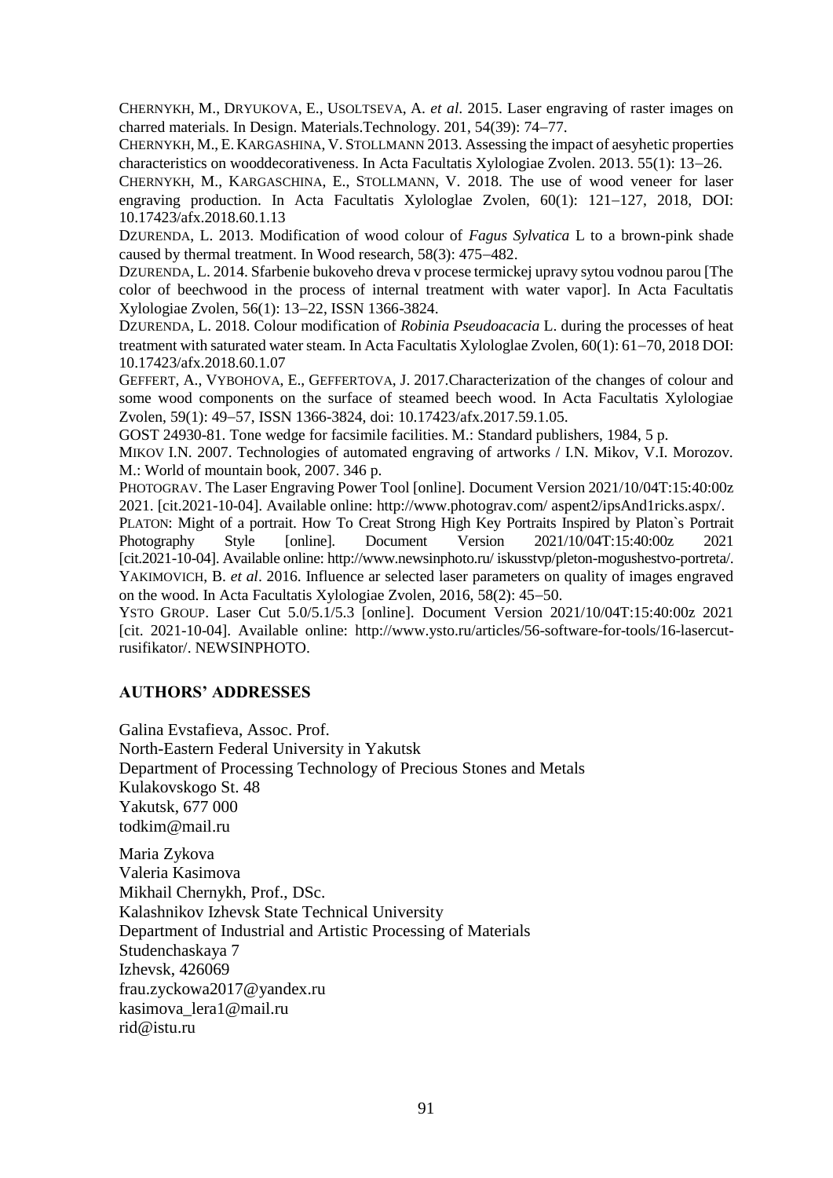CHERNYKH, M., DRYUKOVA, E., USOLTSEVA, A. *et al*. 2015. Laser engraving of raster images on charred materials. In Design. Materials.Technology. 201, 54(39): 74–77.

CHERNYKH, M., E. KARGASHINA, V. STOLLMANN 2013. Assessing the impact of aesyhetic properties characteristics on wooddecorativeness. In Acta Facultatis Xylologiae Zvolen. 2013. 55(1): 13–26.

CHERNYKH, M., KARGASCHINA, E., STOLLMANN, V. 2018. The use of wood veneer for laser engraving production. In Acta Facultatis Xylologlae Zvolen, 60(1): 121–127, 2018, DOI: 10.17423/afx.2018.60.1.13

DZURENDA, L. 2013. Modification of wood colour of *Fagus Sylvatica* L to a brown-pink shade caused by thermal treatment. In Wood research, 58(3): 475–482.

DZURENDA, L. 2014. Sfarbenie bukoveho dreva v procese termickej upravy sytou vodnou parou [The color of beechwood in the process of internal treatment with water vapor]. In Acta Facultatis Xylologiae Zvolen, 56(1): 13–22, ISSN 1366-3824.

DZURENDA, L. 2018. Colour modification of *Robinia Pseudoacacia* L. during the processes of heat treatment with saturated water steam. In Acta Facultatis Xylologlae Zvolen, 60(1): 61–70, 2018 DOI: 10.17423/afx.2018.60.1.07

GEFFERT, A., VYBOHOVA, E., GEFFERTOVA, J. 2017.Characterization of the changes of colour and some wood components on the surface of steamed beech wood. In Acta Facultatis Xylologiae Zvolen, 59(1): 49–57, ISSN 1366-3824, doi: 10.17423/afx.2017.59.1.05.

GOST 24930-81. Tone wedge for facsimile facilities. M.: Standard publishers, 1984, 5 p.

MIKOV I.N. 2007. Technologies of automated engraving of artworks / I.N. Mikov, V.I. Morozov. M.: World of mountain book, 2007. 346 p.

PHOTOGRAV. The Laser Engraving Power Tool [online]. Document Version 2021/10/04T:15:40:00z 2021. [cit.2021-10-04]. Available online: http://www.photograv.com/ aspent2/ipsAnd1ricks.aspx/.

PLATON: Might of a portrait. How To Creat Strong High Key Portraits Inspired by Platon`s Portrait Photography Style [online]. Document Version 2021/10/04T:15:40:00z 2021 [cit.2021-10-04]. Available online: http://www.newsinphoto.ru/ iskusstvp/pleton-mogushestvo-portreta/.

YAKIMOVICH, B. *et al*. 2016. Influence ar selected laser parameters on quality of images engraved on the wood. In Acta Facultatis Xylologiae Zvolen, 2016, 58(2): 45–50.

YSTO GROUP. Laser Cut 5.0/5.1/5.3 [online]. Document Version 2021/10/04T:15:40:00z 2021 [cit. 2021-10-04]. Available online: http://www.ysto.ru/articles/56-software-for-tools/16-lasercut-rusifikator/. NEWSINPHOTO.

## AUTHORS' ADDRESSES

Galina Evstafieva, Assoc. Prof.
North-Eastern Federal University in Yakutsk
Department of Processing Technology of Precious Stones and Metals
Kulakovskogo St. 48
Yakutsk, 677 000
todkim@mail.ru

Maria Zykova
Valeria Kasimova
Mikhail Chernykh, Prof., DSc.
Kalashnikov Izhevsk State Technical University
Department of Industrial and Artistic Processing of Materials
Studenchaskaya 7
Izhevsk, 426069
frau.zyckowa2017@yandex.ru
kasimova_lera1@mail.ru
rid@istu.ru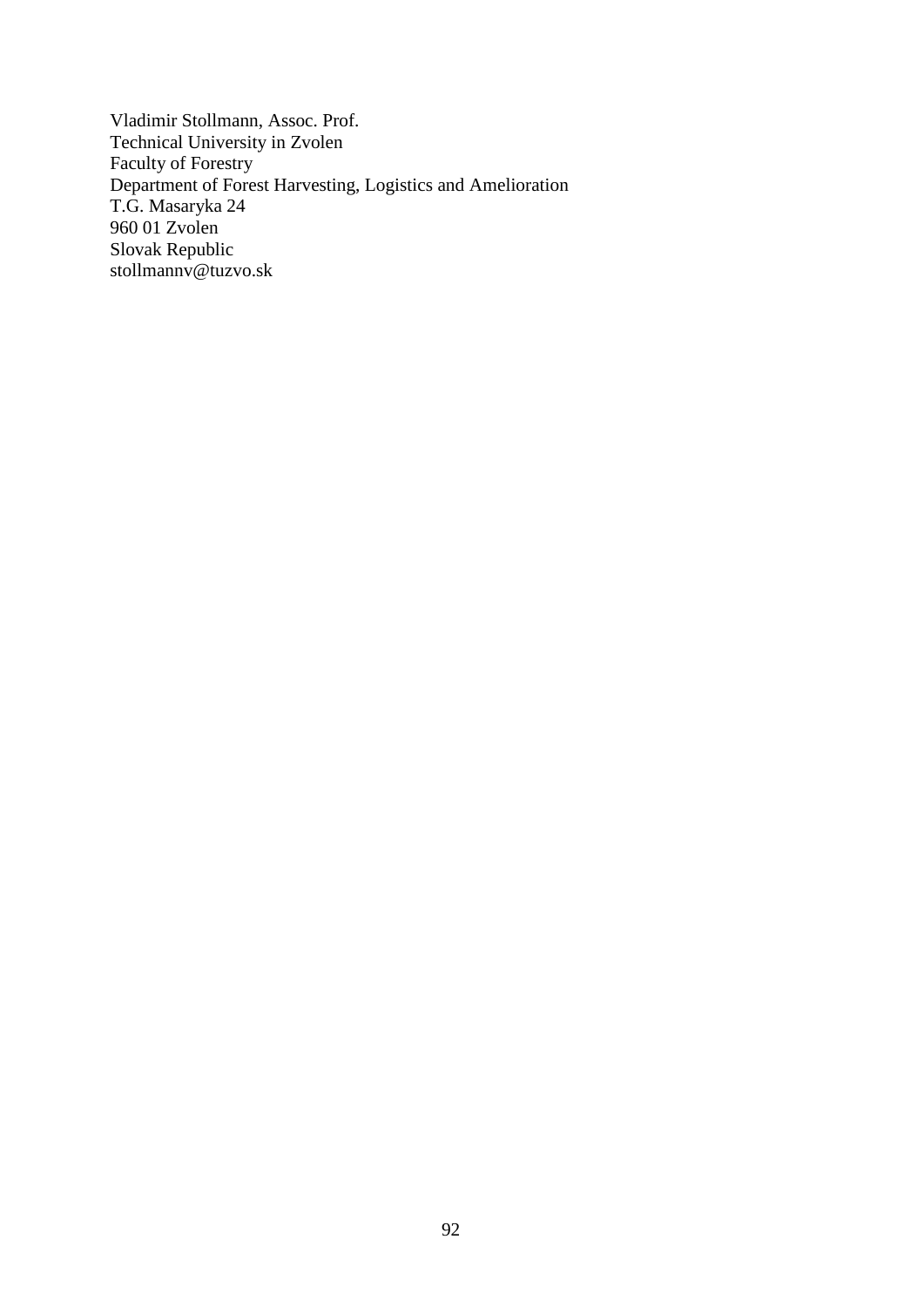Vladimir Stollmann, Assoc. Prof.  
Technical University in Zvolen  
Faculty of Forestry  
Department of Forest Harvesting, Logistics and Amelioration  
T.G. Masaryka 24  
960 01 Zvolen  
Slovak Republic  
stollmannv@tuzvo.sk